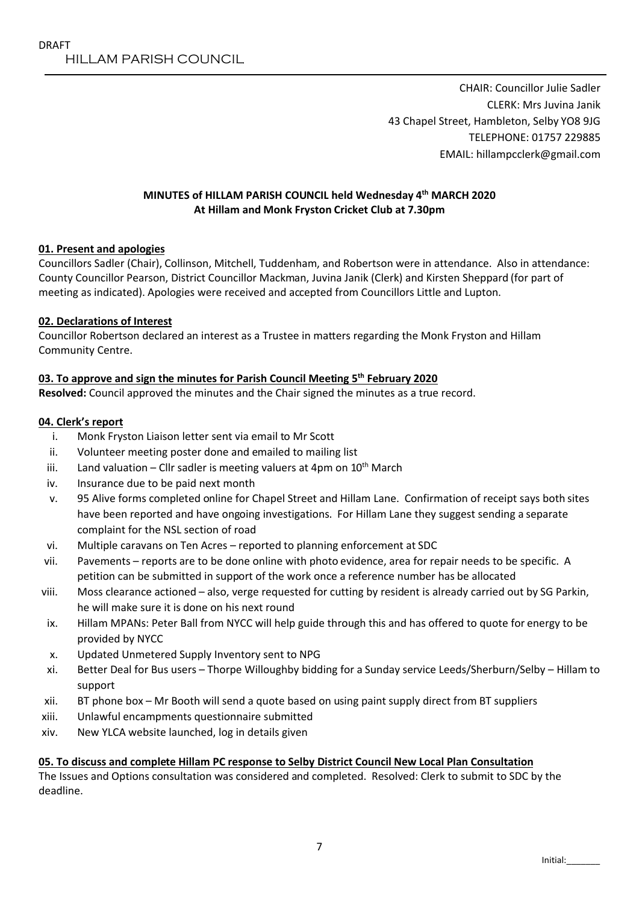DRAFT

# HILLAM PARISH COUNCIL

CHAIR: Councillor Julie Sadler
CLERK: Mrs Juvina Janik
43 Chapel Street, Hambleton, Selby YO8 9JG
TELEPHONE: 01757 229885
EMAIL: hillampcclerk@gmail.com

**MINUTES of HILLAM PARISH COUNCIL held Wednesday 4th MARCH 2020**
**At Hillam and Monk Fryston Cricket Club at 7.30pm**

**01. Present and apologies**

Councillors Sadler (Chair), Collinson, Mitchell, Tuddenham, and Robertson were in attendance. Also in attendance: County Councillor Pearson, District Councillor Mackman, Juvina Janik (Clerk) and Kirsten Sheppard (for part of meeting as indicated). Apologies were received and accepted from Councillors Little and Lupton.

**02. Declarations of Interest**

Councillor Robertson declared an interest as a Trustee in matters regarding the Monk Fryston and Hillam Community Centre.

**03. To approve and sign the minutes for Parish Council Meeting 5th February 2020**

**Resolved:** Council approved the minutes and the Chair signed the minutes as a true record.

**04. Clerk's report**

i. Monk Fryston Liaison letter sent via email to Mr Scott
ii. Volunteer meeting poster done and emailed to mailing list
iii. Land valuation – Cllr sadler is meeting valuers at 4pm on 10th March
iv. Insurance due to be paid next month
v. 95 Alive forms completed online for Chapel Street and Hillam Lane. Confirmation of receipt says both sites have been reported and have ongoing investigations. For Hillam Lane they suggest sending a separate complaint for the NSL section of road
vi. Multiple caravans on Ten Acres – reported to planning enforcement at SDC
vii. Pavements – reports are to be done online with photo evidence, area for repair needs to be specific. A petition can be submitted in support of the work once a reference number has be allocated
viii. Moss clearance actioned – also, verge requested for cutting by resident is already carried out by SG Parkin, he will make sure it is done on his next round
ix. Hillam MPANs: Peter Ball from NYCC will help guide through this and has offered to quote for energy to be provided by NYCC
x. Updated Unmetered Supply Inventory sent to NPG
xi. Better Deal for Bus users – Thorpe Willoughby bidding for a Sunday service Leeds/Sherburn/Selby – Hillam to support
xii. BT phone box – Mr Booth will send a quote based on using paint supply direct from BT suppliers
xiii. Unlawful encampments questionnaire submitted
xiv. New YLCA website launched, log in details given

**05. To discuss and complete Hillam PC response to Selby District Council New Local Plan Consultation**

The Issues and Options consultation was considered and completed. Resolved: Clerk to submit to SDC by the deadline.

Initial:_______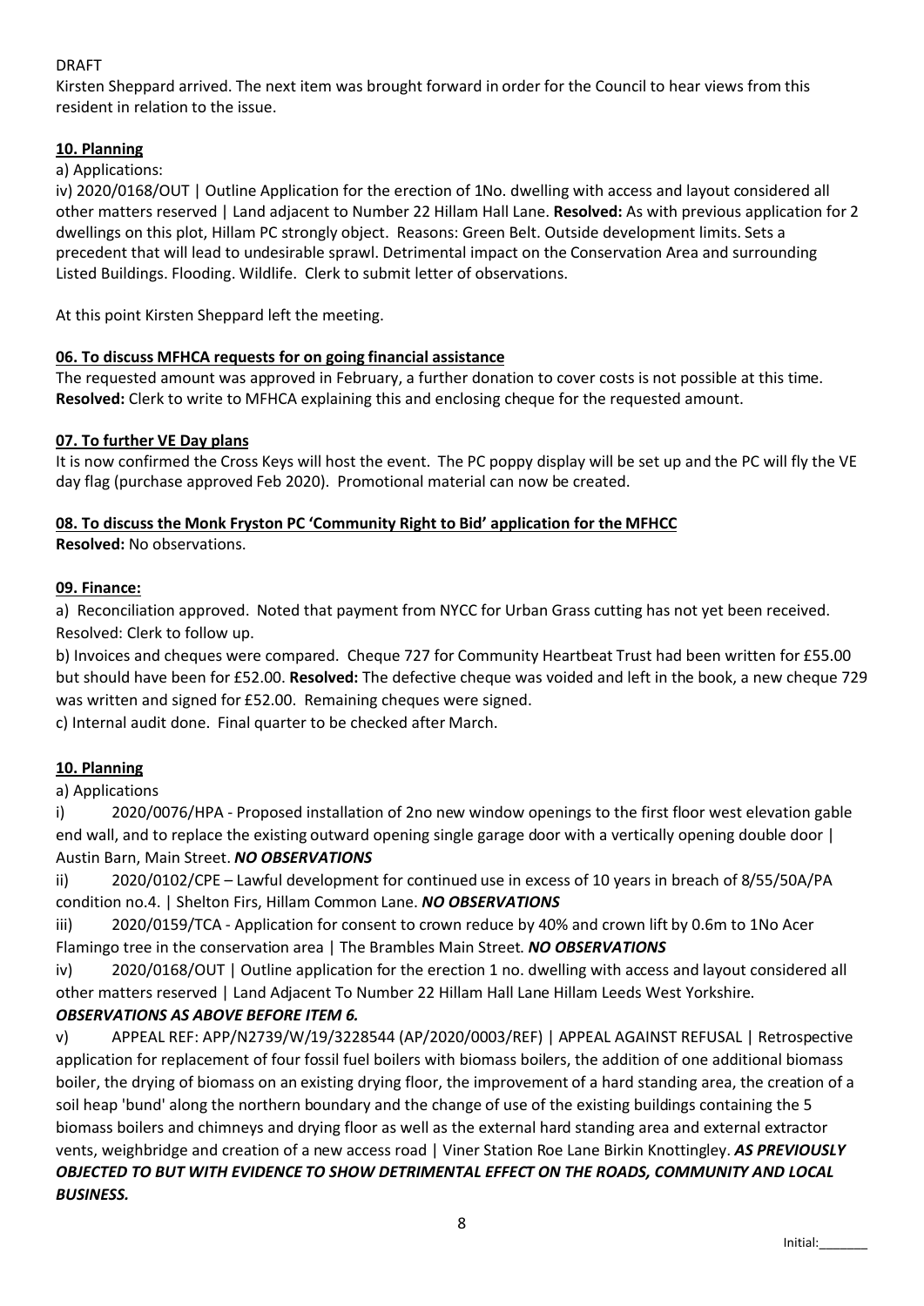DRAFT

Kirsten Sheppard arrived. The next item was brought forward in order for the Council to hear views from this resident in relation to the issue.

## 10. Planning

a) Applications:

iv) 2020/0168/OUT | Outline Application for the erection of 1No. dwelling with access and layout considered all other matters reserved | Land adjacent to Number 22 Hillam Hall Lane. **Resolved:** As with previous application for 2 dwellings on this plot, Hillam PC strongly object. Reasons: Green Belt. Outside development limits. Sets a precedent that will lead to undesirable sprawl. Detrimental impact on the Conservation Area and surrounding Listed Buildings. Flooding. Wildlife. Clerk to submit letter of observations.

At this point Kirsten Sheppard left the meeting.

## 06. To discuss MFHCA requests for on going financial assistance

The requested amount was approved in February, a further donation to cover costs is not possible at this time. **Resolved:** Clerk to write to MFHCA explaining this and enclosing cheque for the requested amount.

## 07. To further VE Day plans

It is now confirmed the Cross Keys will host the event. The PC poppy display will be set up and the PC will fly the VE day flag (purchase approved Feb 2020). Promotional material can now be created.

## 08. To discuss the Monk Fryston PC 'Community Right to Bid' application for the MFHCC

**Resolved:** No observations.

## 09. Finance:

a) Reconciliation approved. Noted that payment from NYCC for Urban Grass cutting has not yet been received. Resolved: Clerk to follow up.

b) Invoices and cheques were compared. Cheque 727 for Community Heartbeat Trust had been written for £55.00 but should have been for £52.00. **Resolved:** The defective cheque was voided and left in the book, a new cheque 729 was written and signed for £52.00. Remaining cheques were signed.

c) Internal audit done. Final quarter to be checked after March.

## 10. Planning

a) Applications

i) 2020/0076/HPA - Proposed installation of 2no new window openings to the first floor west elevation gable end wall, and to replace the existing outward opening single garage door with a vertically opening double door | Austin Barn, Main Street. ***NO OBSERVATIONS***

ii) 2020/0102/CPE – Lawful development for continued use in excess of 10 years in breach of 8/55/50A/PA condition no.4. | Shelton Firs, Hillam Common Lane. ***NO OBSERVATIONS***

iii) 2020/0159/TCA - Application for consent to crown reduce by 40% and crown lift by 0.6m to 1No Acer Flamingo tree in the conservation area | The Brambles Main Street. ***NO OBSERVATIONS***

iv) 2020/0168/OUT | Outline application for the erection 1 no. dwelling with access and layout considered all other matters reserved | Land Adjacent To Number 22 Hillam Hall Lane Hillam Leeds West Yorkshire. ***OBSERVATIONS AS ABOVE BEFORE ITEM 6.***

v) APPEAL REF: APP/N2739/W/19/3228544 (AP/2020/0003/REF) | APPEAL AGAINST REFUSAL | Retrospective application for replacement of four fossil fuel boilers with biomass boilers, the addition of one additional biomass boiler, the drying of biomass on an existing drying floor, the improvement of a hard standing area, the creation of a soil heap 'bund' along the northern boundary and the change of use of the existing buildings containing the 5 biomass boilers and chimneys and drying floor as well as the external hard standing area and external extractor vents, weighbridge and creation of a new access road | Viner Station Roe Lane Birkin Knottingley. ***AS PREVIOUSLY OBJECTED TO BUT WITH EVIDENCE TO SHOW DETRIMENTAL EFFECT ON THE ROADS, COMMUNITY AND LOCAL BUSINESS.***

Initial:_______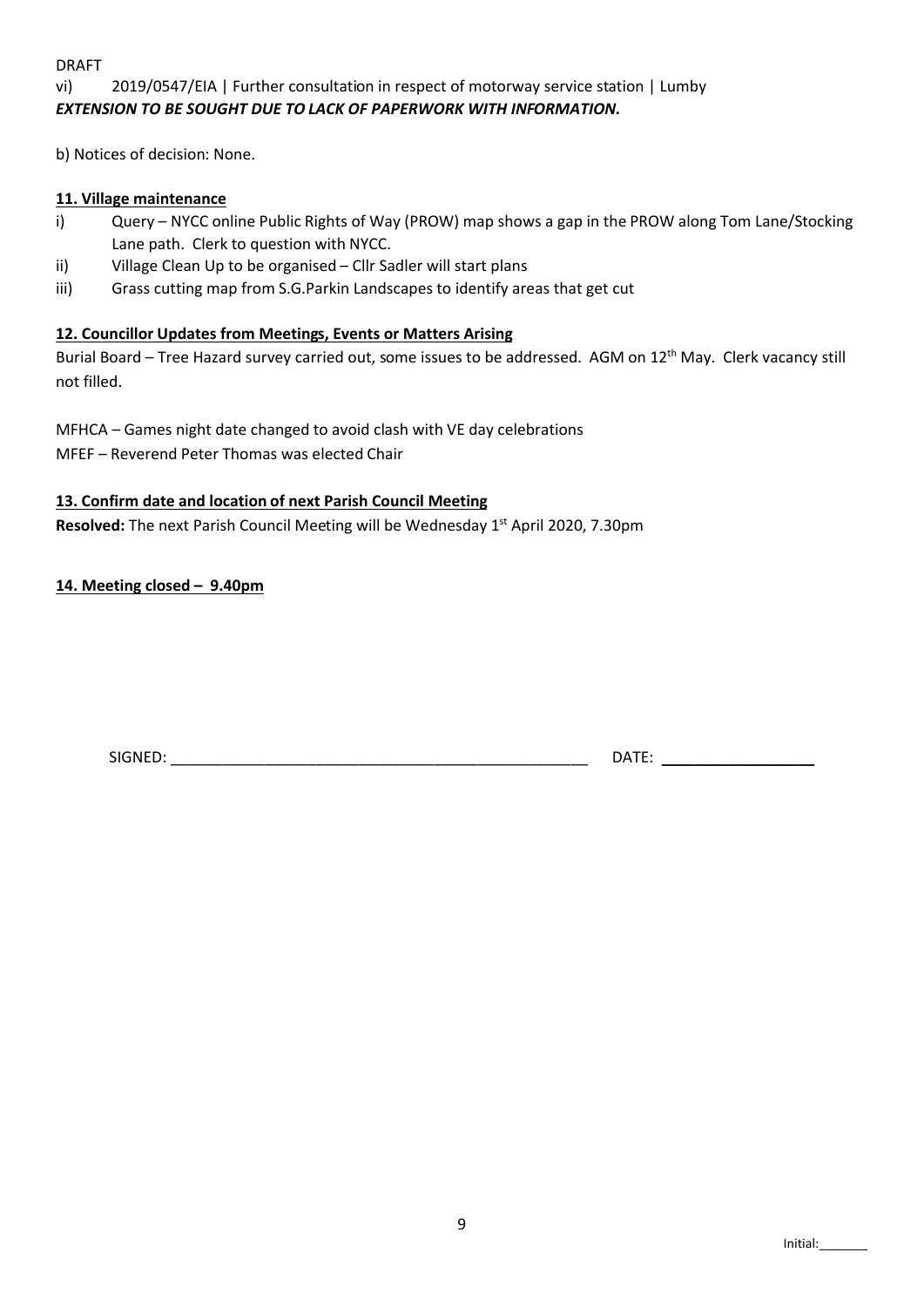DRAFT

vi) 2019/0547/EIA | Further consultation in respect of motorway service station | Lumby
***EXTENSION TO BE SOUGHT DUE TO LACK OF PAPERWORK WITH INFORMATION.***

b) Notices of decision: None.

**11. Village maintenance**

i) Query – NYCC online Public Rights of Way (PROW) map shows a gap in the PROW along Tom Lane/Stocking Lane path. Clerk to question with NYCC.
ii) Village Clean Up to be organised – Cllr Sadler will start plans
iii) Grass cutting map from S.G.Parkin Landscapes to identify areas that get cut

**12. Councillor Updates from Meetings, Events or Matters Arising**

Burial Board – Tree Hazard survey carried out, some issues to be addressed. AGM on 12th May. Clerk vacancy still not filled.

MFHCA – Games night date changed to avoid clash with VE day celebrations
MFEF – Reverend Peter Thomas was elected Chair

**13. Confirm date and location of next Parish Council Meeting**

**Resolved:** The next Parish Council Meeting will be Wednesday 1st April 2020, 7.30pm

**14. Meeting closed – 9.40pm**

SIGNED: ________________________________________ DATE: ________________

Initial:_______